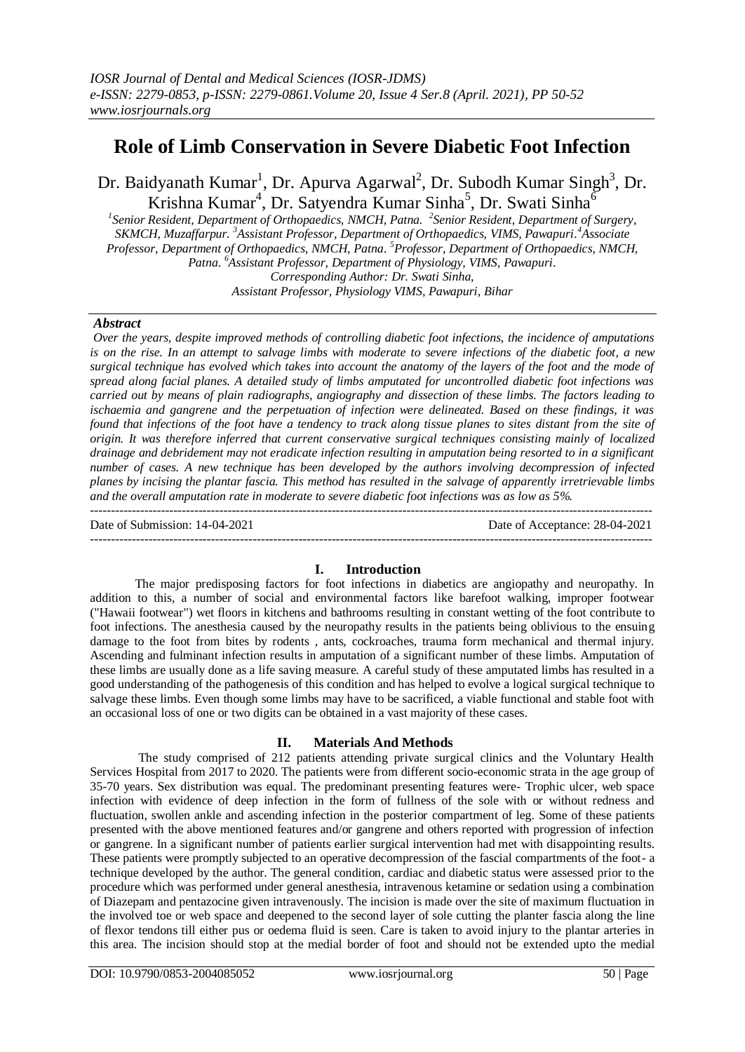# Role of Limb Conservation in Severe Diabetic Foot Infection

Dr. Baidyanath Kumar[1], Dr. Apurva Agarwal[2], Dr. Subodh Kumar Singh[3], Dr. Krishna Kumar[4], Dr. Satyendra Kumar Sinha[5], Dr. Swati Sinha[6]

[1]Senior Resident, Department of Orthopaedics, NMCH, Patna. [2]Senior Resident, Department of Surgery, SKMCH, Muzaffarpur. [3]Assistant Professor, Department of Orthopaedics, VIMS, Pawapuri.[4]Associate Professor, Department of Orthopaedics, NMCH, Patna. [5]Professor, Department of Orthopaedics, NMCH, Patna. [6]Assistant Professor, Department of Physiology, VIMS, Pawapuri.
Corresponding Author: Dr. Swati Sinha,
Assistant Professor, Physiology VIMS, Pawapuri, Bihar

***Abstract***

*Over the years, despite improved methods of controlling diabetic foot infections, the incidence of amputations is on the rise. In an attempt to salvage limbs with moderate to severe infections of the diabetic foot, a new surgical technique has evolved which takes into account the anatomy of the layers of the foot and the mode of spread along facial planes. A detailed study of limbs amputated for uncontrolled diabetic foot infections was carried out by means of plain radiographs, angiography and dissection of these limbs. The factors leading to ischaemia and gangrene and the perpetuation of infection were delineated. Based on these findings, it was found that infections of the foot have a tendency to track along tissue planes to sites distant from the site of origin. It was therefore inferred that current conservative surgical techniques consisting mainly of localized drainage and debridement may not eradicate infection resulting in amputation being resorted to in a significant number of cases. A new technique has been developed by the authors involving decompression of infected planes by incising the plantar fascia. This method has resulted in the salvage of apparently irretrievable limbs and the overall amputation rate in moderate to severe diabetic foot infections was as low as 5%.*

---

Date of Submission: 14-04-2021 Date of Acceptance: 28-04-2021

---

## I. Introduction

The major predisposing factors for foot infections in diabetics are angiopathy and neuropathy. In addition to this, a number of social and environmental factors like barefoot walking, improper footwear ("Hawaii footwear") wet floors in kitchens and bathrooms resulting in constant wetting of the foot contribute to foot infections. The anesthesia caused by the neuropathy results in the patients being oblivious to the ensuing damage to the foot from bites by rodents , ants, cockroaches, trauma form mechanical and thermal injury. Ascending and fulminant infection results in amputation of a significant number of these limbs. Amputation of these limbs are usually done as a life saving measure. A careful study of these amputated limbs has resulted in a good understanding of the pathogenesis of this condition and has helped to evolve a logical surgical technique to salvage these limbs. Even though some limbs may have to be sacrificed, a viable functional and stable foot with an occasional loss of one or two digits can be obtained in a vast majority of these cases.

## II. Materials And Methods

The study comprised of 212 patients attending private surgical clinics and the Voluntary Health Services Hospital from 2017 to 2020. The patients were from different socio-economic strata in the age group of 35-70 years. Sex distribution was equal. The predominant presenting features were- Trophic ulcer, web space infection with evidence of deep infection in the form of fullness of the sole with or without redness and fluctuation, swollen ankle and ascending infection in the posterior compartment of leg. Some of these patients presented with the above mentioned features and/or gangrene and others reported with progression of infection or gangrene. In a significant number of patients earlier surgical intervention had met with disappointing results. These patients were promptly subjected to an operative decompression of the fascial compartments of the foot- a technique developed by the author. The general condition, cardiac and diabetic status were assessed prior to the procedure which was performed under general anesthesia, intravenous ketamine or sedation using a combination of Diazepam and pentazocine given intravenously. The incision is made over the site of maximum fluctuation in the involved toe or web space and deepened to the second layer of sole cutting the planter fascia along the line of flexor tendons till either pus or oedema fluid is seen. Care is taken to avoid injury to the plantar arteries in this area. The incision should stop at the medial border of foot and should not be extended upto the medial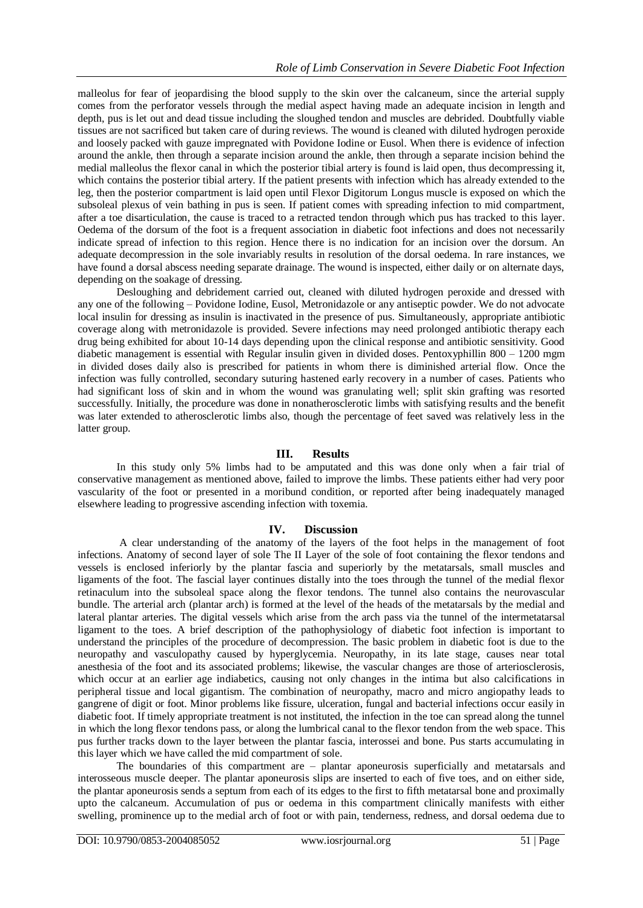malleolus for fear of jeopardising the blood supply to the skin over the calcaneum, since the arterial supply comes from the perforator vessels through the medial aspect having made an adequate incision in length and depth, pus is let out and dead tissue including the sloughed tendon and muscles are debrided. Doubtfully viable tissues are not sacrificed but taken care of during reviews. The wound is cleaned with diluted hydrogen peroxide and loosely packed with gauze impregnated with Povidone Iodine or Eusol. When there is evidence of infection around the ankle, then through a separate incision around the ankle, then through a separate incision behind the medial malleolus the flexor canal in which the posterior tibial artery is found is laid open, thus decompressing it, which contains the posterior tibial artery. If the patient presents with infection which has already extended to the leg, then the posterior compartment is laid open until Flexor Digitorum Longus muscle is exposed on which the subsoleal plexus of vein bathing in pus is seen. If patient comes with spreading infection to mid compartment, after a toe disarticulation, the cause is traced to a retracted tendon through which pus has tracked to this layer. Oedema of the dorsum of the foot is a frequent association in diabetic foot infections and does not necessarily indicate spread of infection to this region. Hence there is no indication for an incision over the dorsum. An adequate decompression in the sole invariably results in resolution of the dorsal oedema. In rare instances, we have found a dorsal abscess needing separate drainage. The wound is inspected, either daily or on alternate days, depending on the soakage of dressing.

Desloughing and debridement carried out, cleaned with diluted hydrogen peroxide and dressed with any one of the following – Povidone Iodine, Eusol, Metronidazole or any antiseptic powder. We do not advocate local insulin for dressing as insulin is inactivated in the presence of pus. Simultaneously, appropriate antibiotic coverage along with metronidazole is provided. Severe infections may need prolonged antibiotic therapy each drug being exhibited for about 10-14 days depending upon the clinical response and antibiotic sensitivity. Good diabetic management is essential with Regular insulin given in divided doses. Pentoxyphillin 800 – 1200 mgm in divided doses daily also is prescribed for patients in whom there is diminished arterial flow. Once the infection was fully controlled, secondary suturing hastened early recovery in a number of cases. Patients who had significant loss of skin and in whom the wound was granulating well; split skin grafting was resorted successfully. Initially, the procedure was done in nonatherosclerotic limbs with satisfying results and the benefit was later extended to atherosclerotic limbs also, though the percentage of feet saved was relatively less in the latter group.

## III. Results

In this study only 5% limbs had to be amputated and this was done only when a fair trial of conservative management as mentioned above, failed to improve the limbs. These patients either had very poor vascularity of the foot or presented in a moribund condition, or reported after being inadequately managed elsewhere leading to progressive ascending infection with toxemia.

## IV. Discussion

A clear understanding of the anatomy of the layers of the foot helps in the management of foot infections. Anatomy of second layer of sole The II Layer of the sole of foot containing the flexor tendons and vessels is enclosed inferiorly by the plantar fascia and superiorly by the metatarsals, small muscles and ligaments of the foot. The fascial layer continues distally into the toes through the tunnel of the medial flexor retinaculum into the subsoleal space along the flexor tendons. The tunnel also contains the neurovascular bundle. The arterial arch (plantar arch) is formed at the level of the heads of the metatarsals by the medial and lateral plantar arteries. The digital vessels which arise from the arch pass via the tunnel of the intermetatarsal ligament to the toes. A brief description of the pathophysiology of diabetic foot infection is important to understand the principles of the procedure of decompression. The basic problem in diabetic foot is due to the neuropathy and vasculopathy caused by hyperglycemia. Neuropathy, in its late stage, causes near total anesthesia of the foot and its associated problems; likewise, the vascular changes are those of arteriosclerosis, which occur at an earlier age indiabetics, causing not only changes in the intima but also calcifications in peripheral tissue and local gigantism. The combination of neuropathy, macro and micro angiopathy leads to gangrene of digit or foot. Minor problems like fissure, ulceration, fungal and bacterial infections occur easily in diabetic foot. If timely appropriate treatment is not instituted, the infection in the toe can spread along the tunnel in which the long flexor tendons pass, or along the lumbrical canal to the flexor tendon from the web space. This pus further tracks down to the layer between the plantar fascia, interossei and bone. Pus starts accumulating in this layer which we have called the mid compartment of sole.

The boundaries of this compartment are – plantar aponeurosis superficially and metatarsals and interosseous muscle deeper. The plantar aponeurosis slips are inserted to each of five toes, and on either side, the plantar aponeurosis sends a septum from each of its edges to the first to fifth metatarsal bone and proximally upto the calcaneum. Accumulation of pus or oedema in this compartment clinically manifests with either swelling, prominence up to the medial arch of foot or with pain, tenderness, redness, and dorsal oedema due to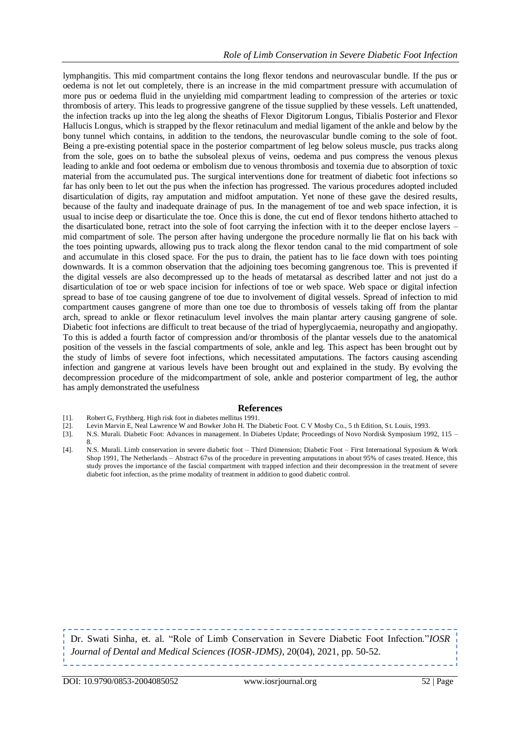lymphangitis. This mid compartment contains the long flexor tendons and neurovascular bundle. If the pus or oedema is not let out completely, there is an increase in the mid compartment pressure with accumulation of more pus or oedema fluid in the unyielding mid compartment leading to compression of the arteries or toxic thrombosis of artery. This leads to progressive gangrene of the tissue supplied by these vessels. Left unattended, the infection tracks up into the leg along the sheaths of Flexor Digitorum Longus, Tibialis Posterior and Flexor Hallucis Longus, which is strapped by the flexor retinaculum and medial ligament of the ankle and below by the bony tunnel which contains, in addition to the tendons, the neurovascular bundle coming to the sole of foot. Being a pre-existing potential space in the posterior compartment of leg below soleus muscle, pus tracks along from the sole, goes on to bathe the subsoleal plexus of veins, oedema and pus compress the venous plexus leading to ankle and foot oedema or embolism due to venous thrombosis and toxemia due to absorption of toxic material from the accumulated pus. The surgical interventions done for treatment of diabetic foot infections so far has only been to let out the pus when the infection has progressed. The various procedures adopted included disarticulation of digits, ray amputation and midfoot amputation. Yet none of these gave the desired results, because of the faulty and inadequate drainage of pus. In the management of toe and web space infection, it is usual to incise deep or disarticulate the toe. Once this is done, the cut end of flexor tendons hitherto attached to the disarticulated bone, retract into the sole of foot carrying the infection with it to the deeper enclose layers – mid compartment of sole. The person after having undergone the procedure normally lie flat on his back with the toes pointing upwards, allowing pus to track along the flexor tendon canal to the mid compartment of sole and accumulate in this closed space. For the pus to drain, the patient has to lie face down with toes pointing downwards. It is a common observation that the adjoining toes becoming gangrenous toe. This is prevented if the digital vessels are also decompressed up to the heads of metatarsal as described latter and not just do a disarticulation of toe or web space incision for infections of toe or web space. Web space or digital infection spread to base of toe causing gangrene of toe due to involvement of digital vessels. Spread of infection to mid compartment causes gangrene of more than one toe due to thrombosis of vessels taking off from the plantar arch, spread to ankle or flexor retinaculum level involves the main plantar artery causing gangrene of sole. Diabetic foot infections are difficult to treat because of the triad of hyperglycaemia, neuropathy and angiopathy. To this is added a fourth factor of compression and/or thrombosis of the plantar vessels due to the anatomical position of the vessels in the fascial compartments of sole, ankle and leg. This aspect has been brought out by the study of limbs of severe foot infections, which necessitated amputations. The factors causing ascending infection and gangrene at various levels have been brought out and explained in the study. By evolving the decompression procedure of the midcompartment of sole, ankle and posterior compartment of leg, the author has amply demonstrated the usefulness

## References

[1]. Robert G, Frythberg. High risk foot in diabetes mellitus 1991.

[2]. Levin Marvin E, Neal Lawrence W and Bowker John H. The Diabetic Foot. C V Mosby Co., 5 th Edition, St. Louis, 1993.

[3]. N.S. Murali. Diabetic Foot: Advances in management. In Diabetes Update; Proceedings of Novo Nordisk Symposium 1992, 115 – 8.

[4]. N.S. Murali. Limb conservation in severe diabetic foot – Third Dimension; Diabetic Foot – First International Syposium & Work Shop 1991, The Netherlands – Abstract 67ss of the procedure in preventing amputations in about 95% of cases treated. Hence, this study proves the importance of the fascial compartment with trapped infection and their decompression in the treatment of severe diabetic foot infection, as the prime modality of treatment in addition to good diabetic control.

Dr. Swati Sinha, et. al. "Role of Limb Conservation in Severe Diabetic Foot Infection."*IOSR Journal of Dental and Medical Sciences (IOSR-JDMS)*, 20(04), 2021, pp. 50-52.